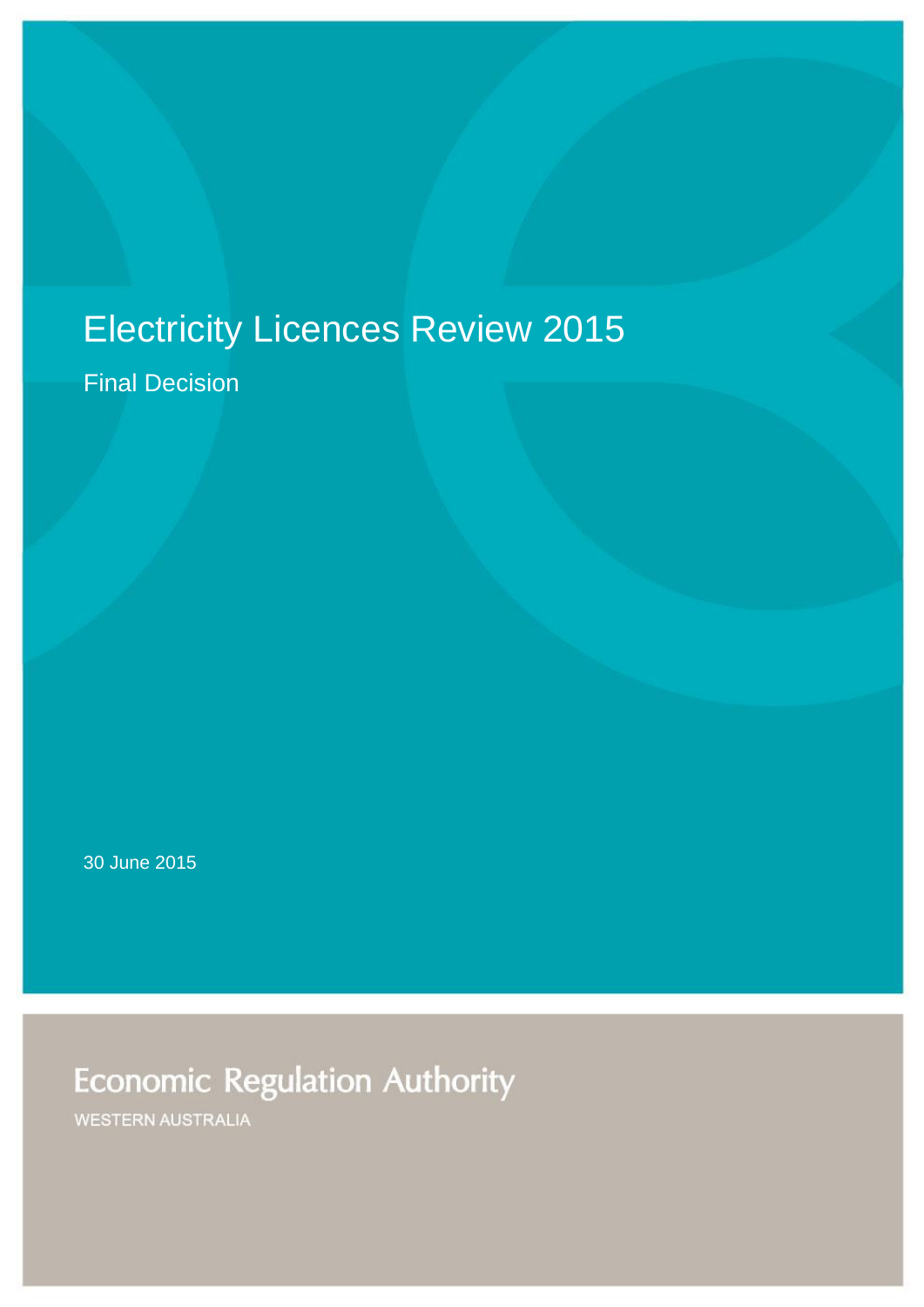# Electricity Licences Review 2015

## Final Decision

30 June 2015

Economic Regulation Authority

WESTERN AUSTRALIA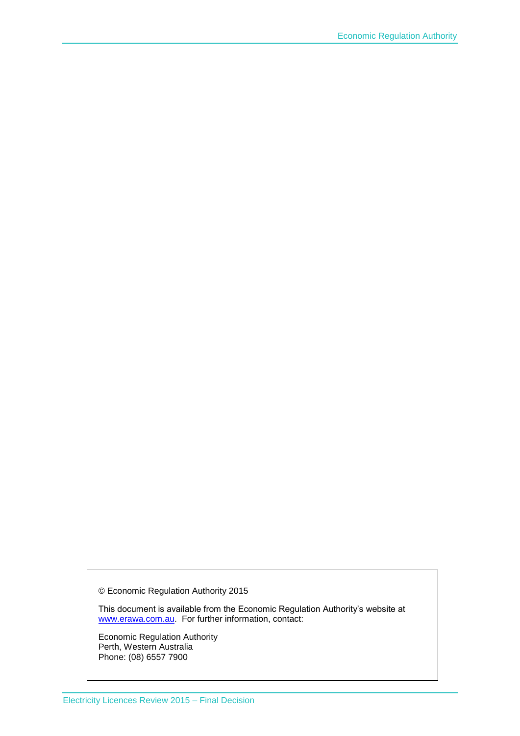© Economic Regulation Authority 2015

This document is available from the Economic Regulation Authority's website at www.erawa.com.au. For further information, contact:

Economic Regulation Authority
Perth, Western Australia
Phone: (08) 6557 7900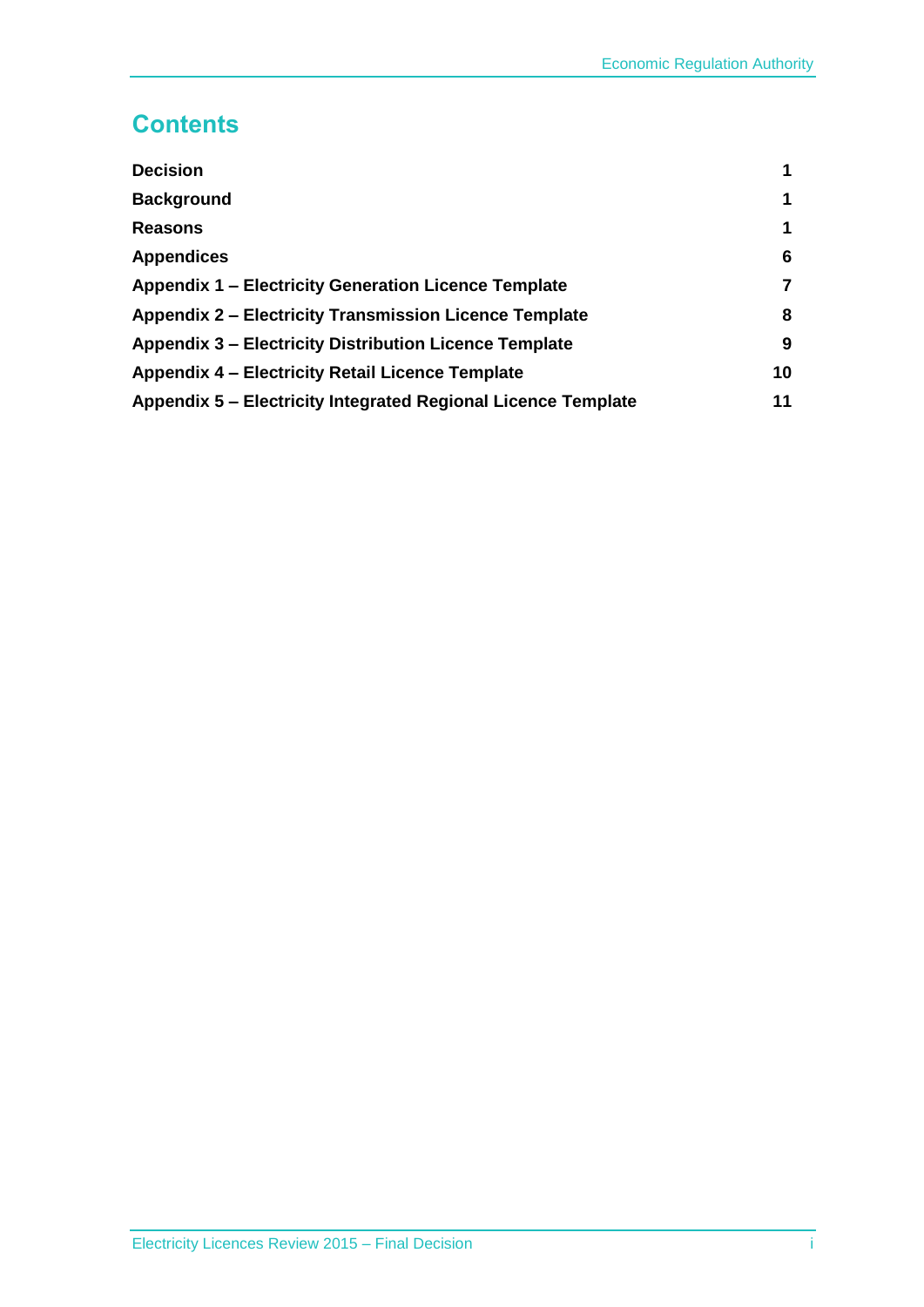# Contents

| | |
|---|---|
| **Decision** | **1** |
| **Background** | **1** |
| **Reasons** | **1** |
| **Appendices** | **6** |
| **Appendix 1 – Electricity Generation Licence Template** | **7** |
| **Appendix 2 – Electricity Transmission Licence Template** | **8** |
| **Appendix 3 – Electricity Distribution Licence Template** | **9** |
| **Appendix 4 – Electricity Retail Licence Template** | **10** |
| **Appendix 5 – Electricity Integrated Regional Licence Template** | **11** |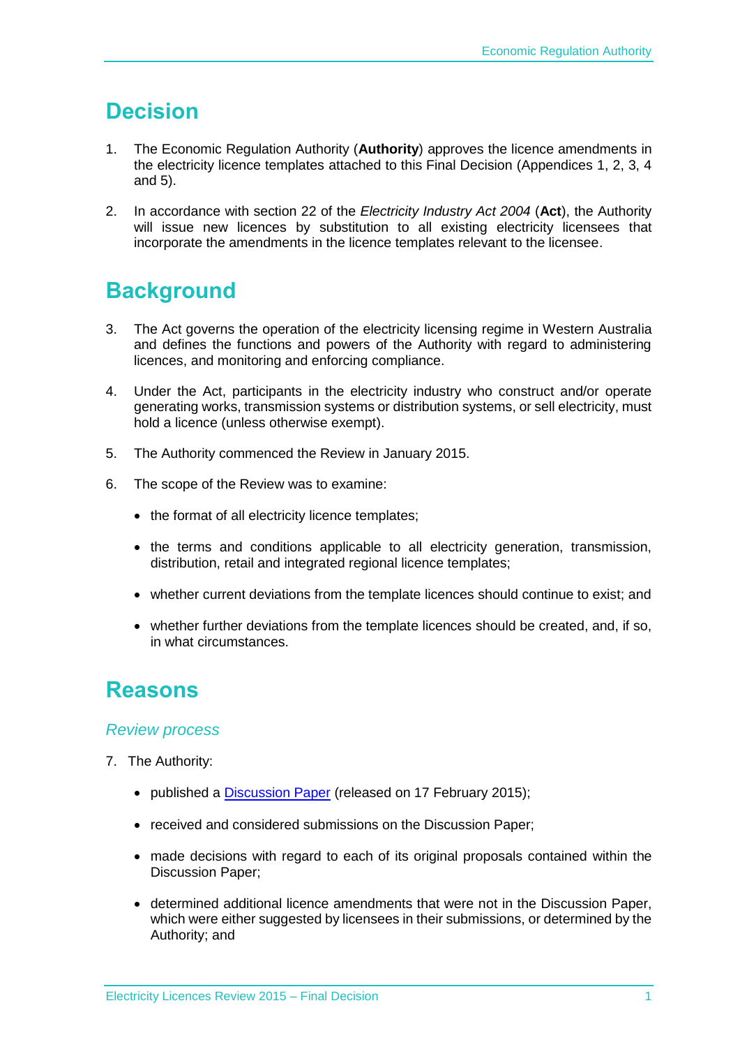# Decision

1. The Economic Regulation Authority (**Authority**) approves the licence amendments in the electricity licence templates attached to this Final Decision (Appendices 1, 2, 3, 4 and 5).

2. In accordance with section 22 of the *Electricity Industry Act 2004* (**Act**), the Authority will issue new licences by substitution to all existing electricity licensees that incorporate the amendments in the licence templates relevant to the licensee.

# Background

3. The Act governs the operation of the electricity licensing regime in Western Australia and defines the functions and powers of the Authority with regard to administering licences, and monitoring and enforcing compliance.

4. Under the Act, participants in the electricity industry who construct and/or operate generating works, transmission systems or distribution systems, or sell electricity, must hold a licence (unless otherwise exempt).

5. The Authority commenced the Review in January 2015.

6. The scope of the Review was to examine:

   - the format of all electricity licence templates;
   - the terms and conditions applicable to all electricity generation, transmission, distribution, retail and integrated regional licence templates;
   - whether current deviations from the template licences should continue to exist; and
   - whether further deviations from the template licences should be created, and, if so, in what circumstances.

# Reasons

## *Review process*

7. The Authority:

   - published a Discussion Paper (released on 17 February 2015);
   - received and considered submissions on the Discussion Paper;
   - made decisions with regard to each of its original proposals contained within the Discussion Paper;
   - determined additional licence amendments that were not in the Discussion Paper, which were either suggested by licensees in their submissions, or determined by the Authority; and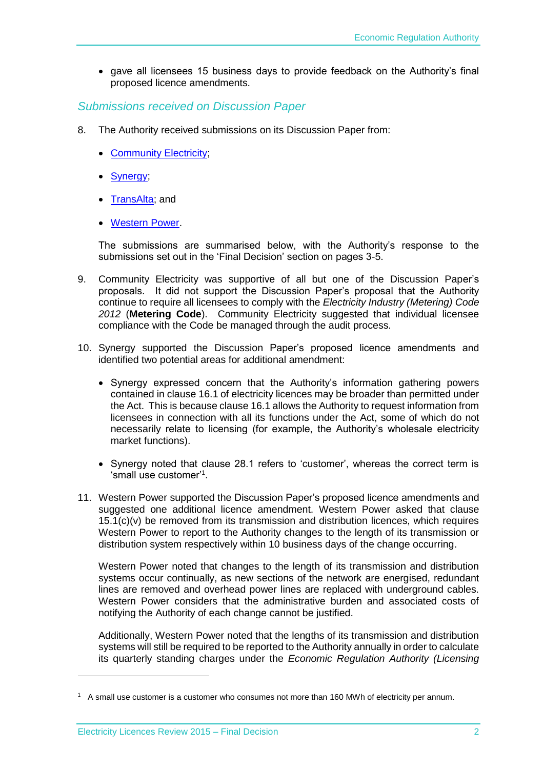- gave all licensees 15 business days to provide feedback on the Authority's final proposed licence amendments.

## *Submissions received on Discussion Paper*

8. The Authority received submissions on its Discussion Paper from:

   - Community Electricity;
   - Synergy;
   - TransAlta; and
   - Western Power.

   The submissions are summarised below, with the Authority's response to the submissions set out in the 'Final Decision' section on pages 3-5.

9. Community Electricity was supportive of all but one of the Discussion Paper's proposals. It did not support the Discussion Paper's proposal that the Authority continue to require all licensees to comply with the *Electricity Industry (Metering) Code 2012* (**Metering Code**). Community Electricity suggested that individual licensee compliance with the Code be managed through the audit process.

10. Synergy supported the Discussion Paper's proposed licence amendments and identified two potential areas for additional amendment:

    - Synergy expressed concern that the Authority's information gathering powers contained in clause 16.1 of electricity licences may be broader than permitted under the Act. This is because clause 16.1 allows the Authority to request information from licensees in connection with all its functions under the Act, some of which do not necessarily relate to licensing (for example, the Authority's wholesale electricity market functions).
    - Synergy noted that clause 28.1 refers to 'customer', whereas the correct term is 'small use customer'[1].

11. Western Power supported the Discussion Paper's proposed licence amendments and suggested one additional licence amendment. Western Power asked that clause 15.1(c)(v) be removed from its transmission and distribution licences, which requires Western Power to report to the Authority changes to the length of its transmission or distribution system respectively within 10 business days of the change occurring.

    Western Power noted that changes to the length of its transmission and distribution systems occur continually, as new sections of the network are energised, redundant lines are removed and overhead power lines are replaced with underground cables. Western Power considers that the administrative burden and associated costs of notifying the Authority of each change cannot be justified.

    Additionally, Western Power noted that the lengths of its transmission and distribution systems will still be required to be reported to the Authority annually in order to calculate its quarterly standing charges under the *Economic Regulation Authority (Licensing*

[1] A small use customer is a customer who consumes not more than 160 MWh of electricity per annum.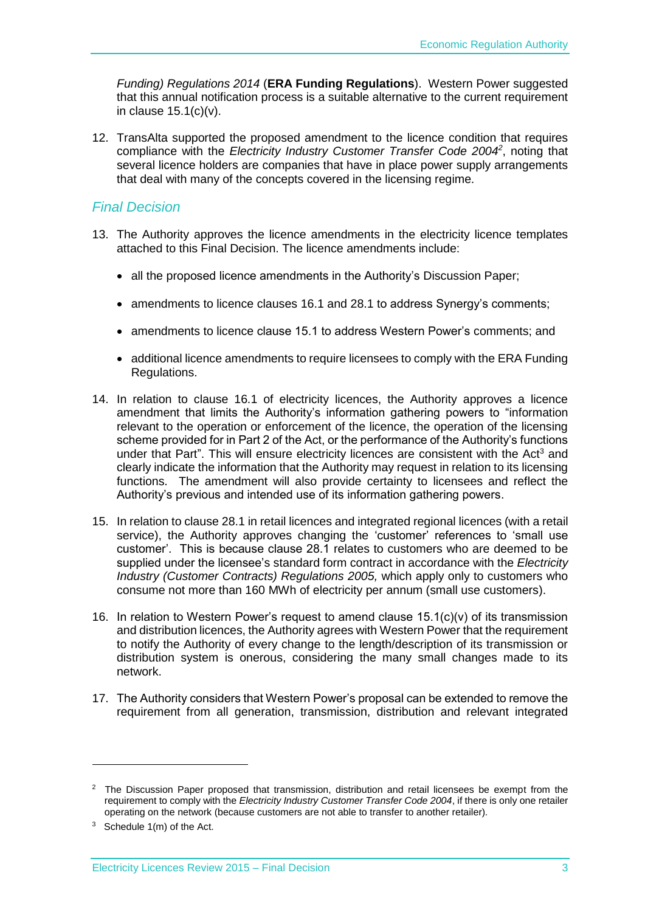*Funding) Regulations 2014* (**ERA Funding Regulations**). Western Power suggested that this annual notification process is a suitable alternative to the current requirement in clause 15.1(c)(v).

12. TransAlta supported the proposed amendment to the licence condition that requires compliance with the *Electricity Industry Customer Transfer Code 2004*[2], noting that several licence holders are companies that have in place power supply arrangements that deal with many of the concepts covered in the licensing regime.

## *Final Decision*

13. The Authority approves the licence amendments in the electricity licence templates attached to this Final Decision. The licence amendments include:

    - all the proposed licence amendments in the Authority's Discussion Paper;
    - amendments to licence clauses 16.1 and 28.1 to address Synergy's comments;
    - amendments to licence clause 15.1 to address Western Power's comments; and
    - additional licence amendments to require licensees to comply with the ERA Funding Regulations.

14. In relation to clause 16.1 of electricity licences, the Authority approves a licence amendment that limits the Authority's information gathering powers to "information relevant to the operation or enforcement of the licence, the operation of the licensing scheme provided for in Part 2 of the Act, or the performance of the Authority's functions under that Part". This will ensure electricity licences are consistent with the Act[3] and clearly indicate the information that the Authority may request in relation to its licensing functions. The amendment will also provide certainty to licensees and reflect the Authority's previous and intended use of its information gathering powers.

15. In relation to clause 28.1 in retail licences and integrated regional licences (with a retail service), the Authority approves changing the 'customer' references to 'small use customer'. This is because clause 28.1 relates to customers who are deemed to be supplied under the licensee's standard form contract in accordance with the *Electricity Industry (Customer Contracts) Regulations 2005,* which apply only to customers who consume not more than 160 MWh of electricity per annum (small use customers).

16. In relation to Western Power's request to amend clause 15.1(c)(v) of its transmission and distribution licences, the Authority agrees with Western Power that the requirement to notify the Authority of every change to the length/description of its transmission or distribution system is onerous, considering the many small changes made to its network.

17. The Authority considers that Western Power's proposal can be extended to remove the requirement from all generation, transmission, distribution and relevant integrated

---

[2] The Discussion Paper proposed that transmission, distribution and retail licensees be exempt from the requirement to comply with the *Electricity Industry Customer Transfer Code 2004*, if there is only one retailer operating on the network (because customers are not able to transfer to another retailer).

[3] Schedule 1(m) of the Act.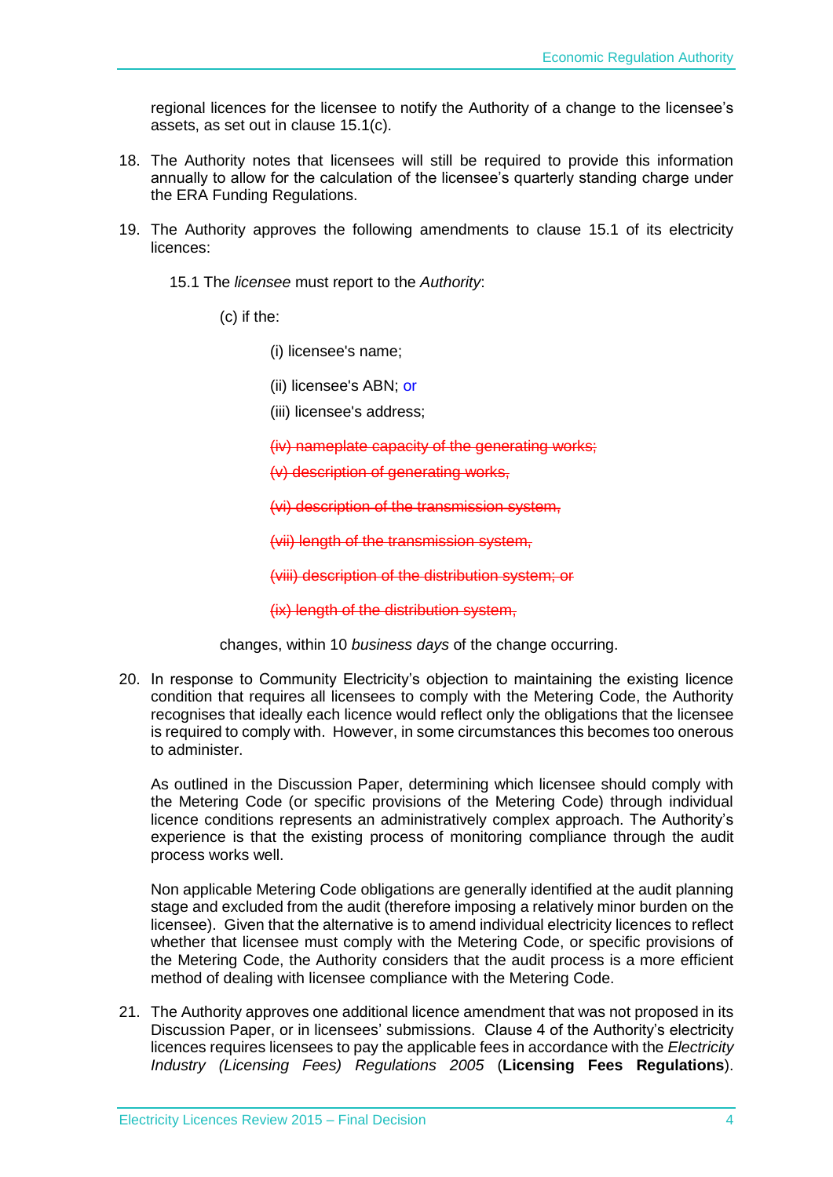regional licences for the licensee to notify the Authority of a change to the licensee's assets, as set out in clause 15.1(c).

18. The Authority notes that licensees will still be required to provide this information annually to allow for the calculation of the licensee's quarterly standing charge under the ERA Funding Regulations.

19. The Authority approves the following amendments to clause 15.1 of its electricity licences:

    15.1 The *licensee* must report to the *Authority*:

    (c) if the:

    (i) licensee's name;

    (ii) licensee's ABN; or

    (iii) licensee's address;

    ~~(iv) nameplate capacity of the generating works;~~

    ~~(v) description of generating works,~~

    ~~(vi) description of the transmission system,~~

    ~~(vii) length of the transmission system,~~

    ~~(viii) description of the distribution system; or~~

    ~~(ix) length of the distribution system,~~

    changes, within 10 *business days* of the change occurring.

20. In response to Community Electricity's objection to maintaining the existing licence condition that requires all licensees to comply with the Metering Code, the Authority recognises that ideally each licence would reflect only the obligations that the licensee is required to comply with. However, in some circumstances this becomes too onerous to administer.

    As outlined in the Discussion Paper, determining which licensee should comply with the Metering Code (or specific provisions of the Metering Code) through individual licence conditions represents an administratively complex approach. The Authority's experience is that the existing process of monitoring compliance through the audit process works well.

    Non applicable Metering Code obligations are generally identified at the audit planning stage and excluded from the audit (therefore imposing a relatively minor burden on the licensee). Given that the alternative is to amend individual electricity licences to reflect whether that licensee must comply with the Metering Code, or specific provisions of the Metering Code, the Authority considers that the audit process is a more efficient method of dealing with licensee compliance with the Metering Code.

21. The Authority approves one additional licence amendment that was not proposed in its Discussion Paper, or in licensees' submissions. Clause 4 of the Authority's electricity licences requires licensees to pay the applicable fees in accordance with the *Electricity Industry (Licensing Fees) Regulations 2005* (**Licensing Fees Regulations**).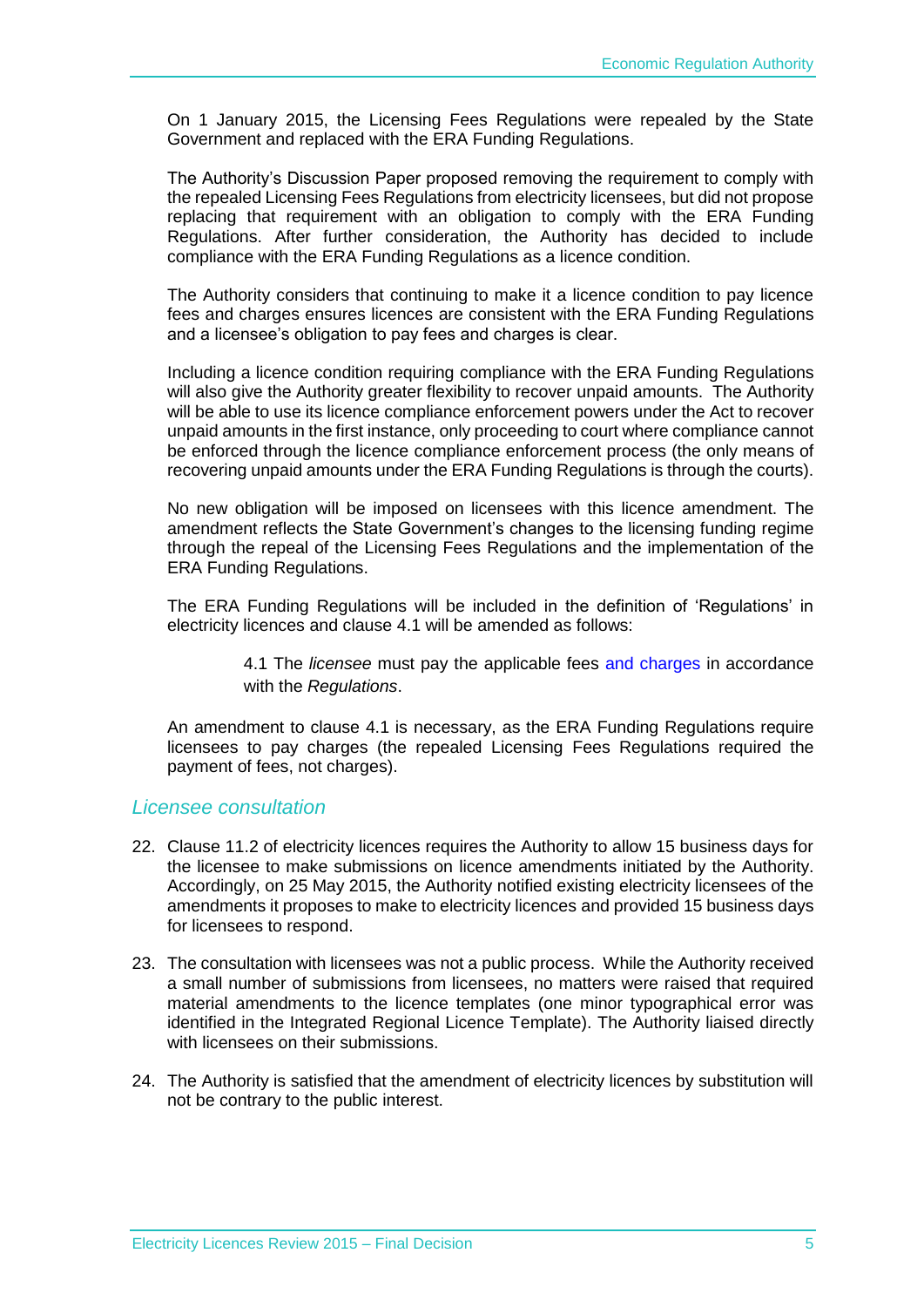On 1 January 2015, the Licensing Fees Regulations were repealed by the State Government and replaced with the ERA Funding Regulations.

The Authority's Discussion Paper proposed removing the requirement to comply with the repealed Licensing Fees Regulations from electricity licensees, but did not propose replacing that requirement with an obligation to comply with the ERA Funding Regulations. After further consideration, the Authority has decided to include compliance with the ERA Funding Regulations as a licence condition.

The Authority considers that continuing to make it a licence condition to pay licence fees and charges ensures licences are consistent with the ERA Funding Regulations and a licensee's obligation to pay fees and charges is clear.

Including a licence condition requiring compliance with the ERA Funding Regulations will also give the Authority greater flexibility to recover unpaid amounts. The Authority will be able to use its licence compliance enforcement powers under the Act to recover unpaid amounts in the first instance, only proceeding to court where compliance cannot be enforced through the licence compliance enforcement process (the only means of recovering unpaid amounts under the ERA Funding Regulations is through the courts).

No new obligation will be imposed on licensees with this licence amendment. The amendment reflects the State Government's changes to the licensing funding regime through the repeal of the Licensing Fees Regulations and the implementation of the ERA Funding Regulations.

The ERA Funding Regulations will be included in the definition of 'Regulations' in electricity licences and clause 4.1 will be amended as follows:

> 4.1 The *licensee* must pay the applicable fees and charges in accordance with the *Regulations*.

An amendment to clause 4.1 is necessary, as the ERA Funding Regulations require licensees to pay charges (the repealed Licensing Fees Regulations required the payment of fees, not charges).

### *Licensee consultation*

22. Clause 11.2 of electricity licences requires the Authority to allow 15 business days for the licensee to make submissions on licence amendments initiated by the Authority. Accordingly, on 25 May 2015, the Authority notified existing electricity licensees of the amendments it proposes to make to electricity licences and provided 15 business days for licensees to respond.

23. The consultation with licensees was not a public process. While the Authority received a small number of submissions from licensees, no matters were raised that required material amendments to the licence templates (one minor typographical error was identified in the Integrated Regional Licence Template). The Authority liaised directly with licensees on their submissions.

24. The Authority is satisfied that the amendment of electricity licences by substitution will not be contrary to the public interest.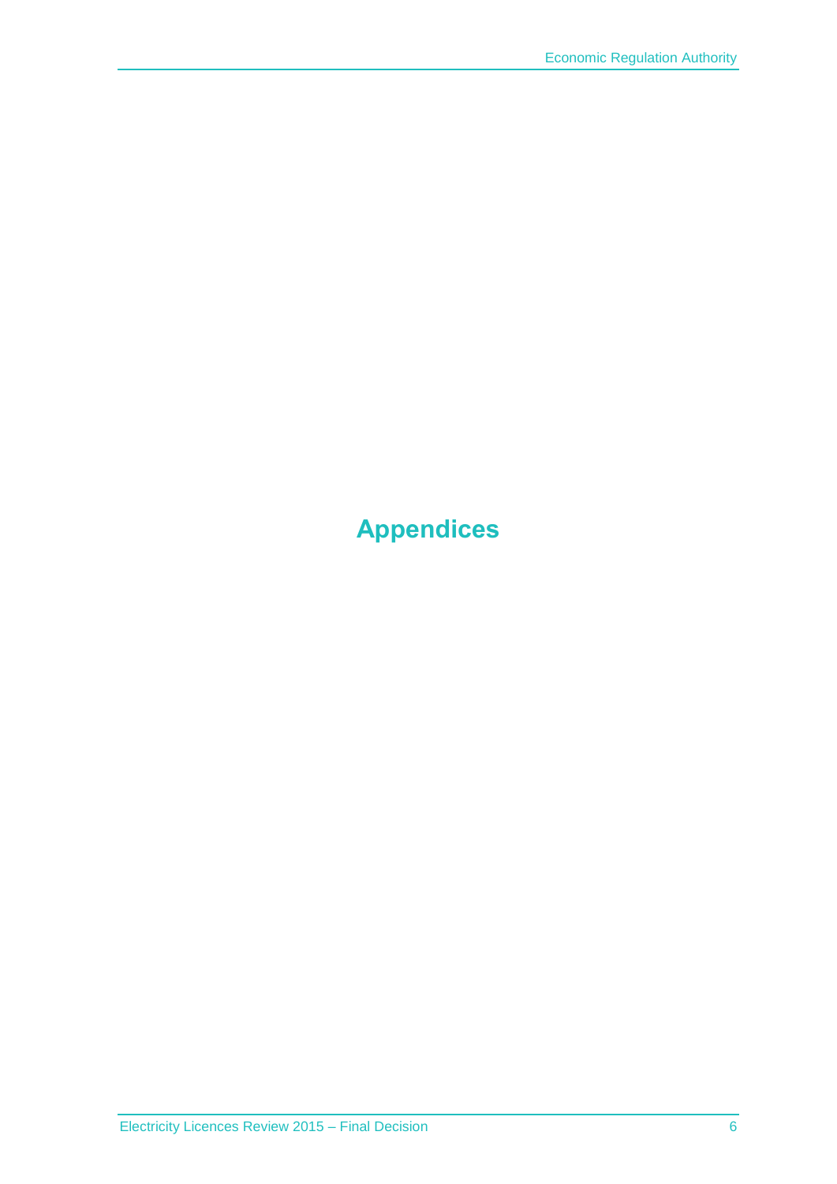# Appendices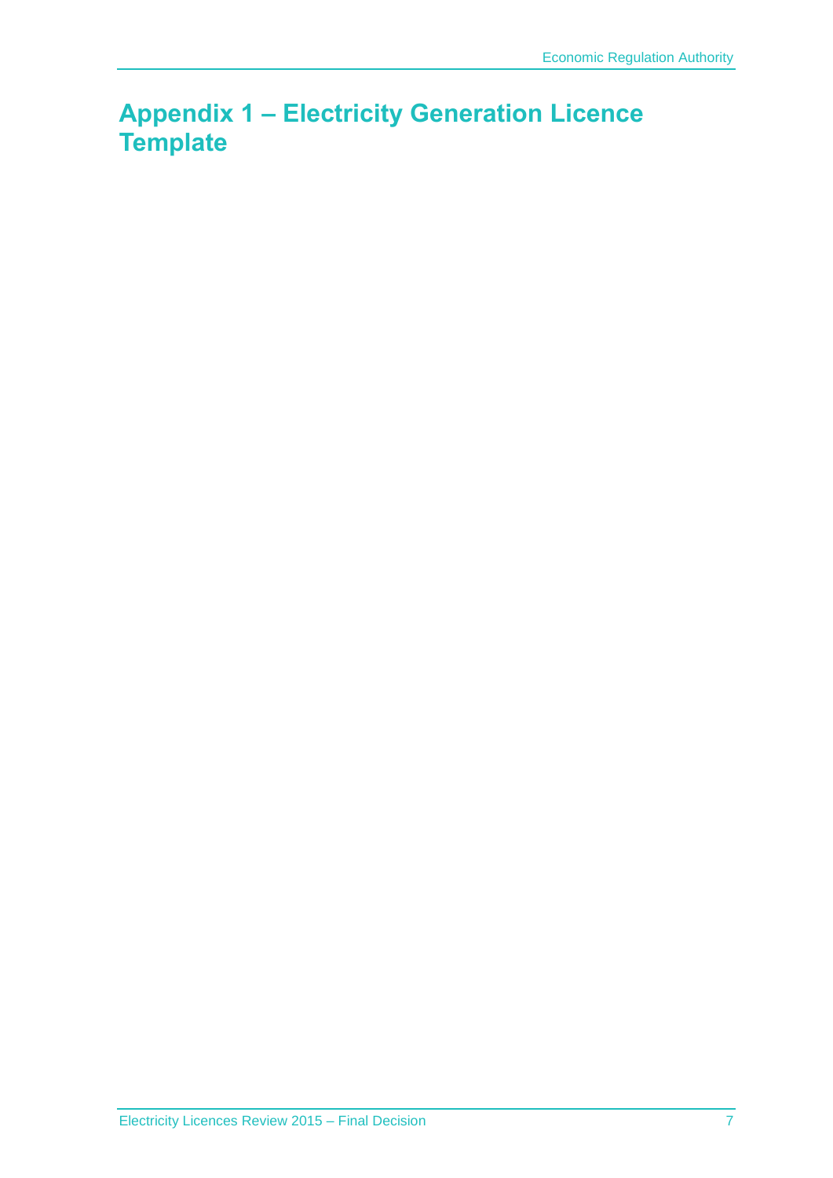# Appendix 1 – Electricity Generation Licence Template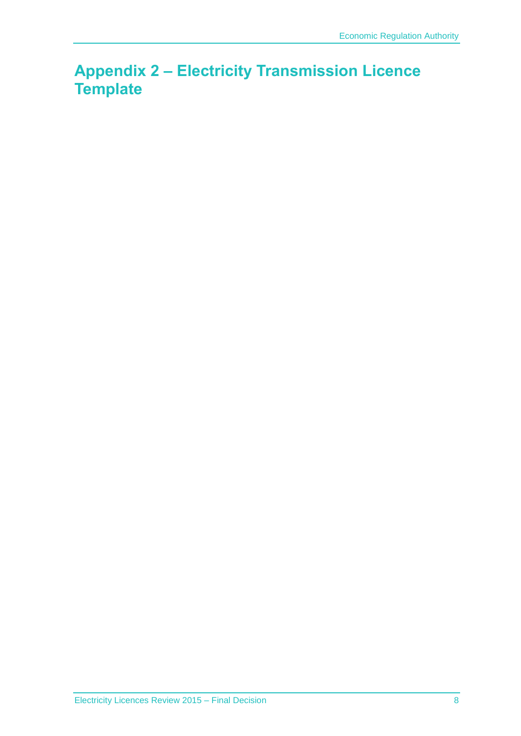# Appendix 2 – Electricity Transmission Licence Template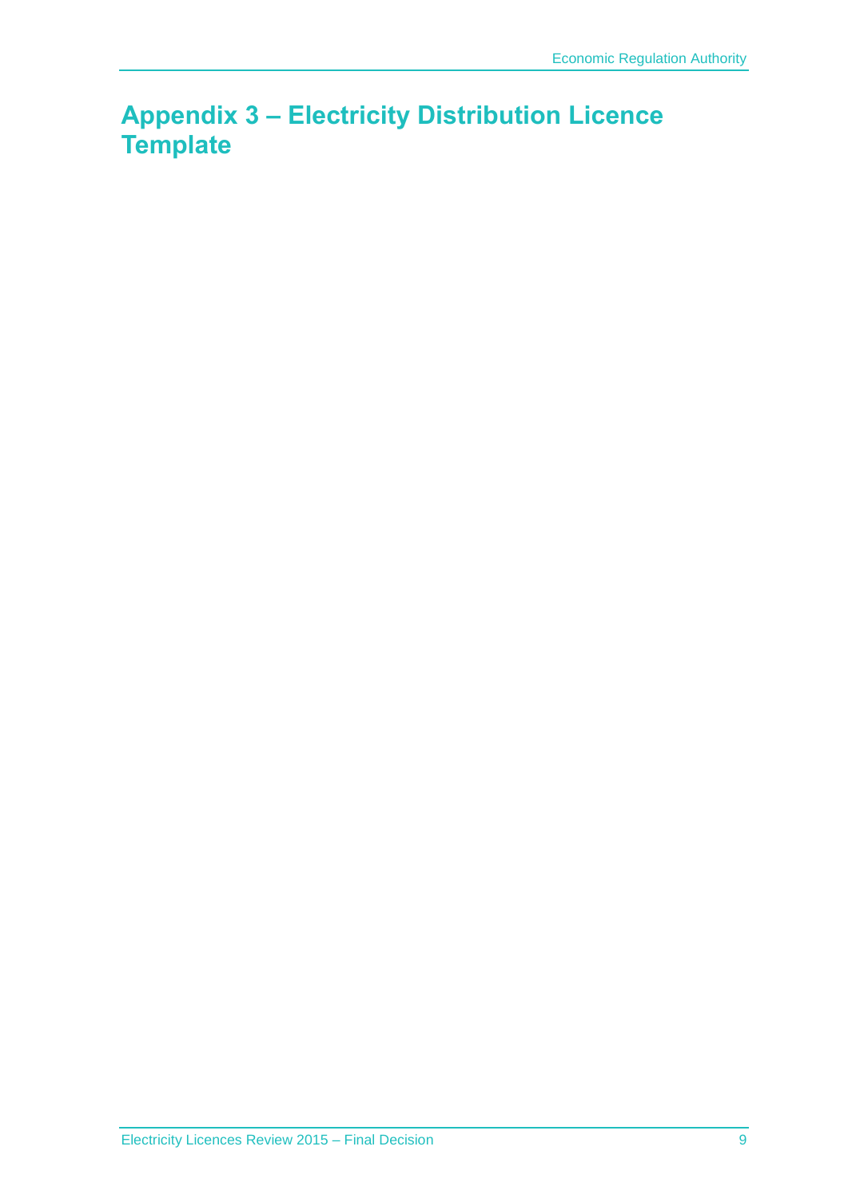# Appendix 3 – Electricity Distribution Licence Template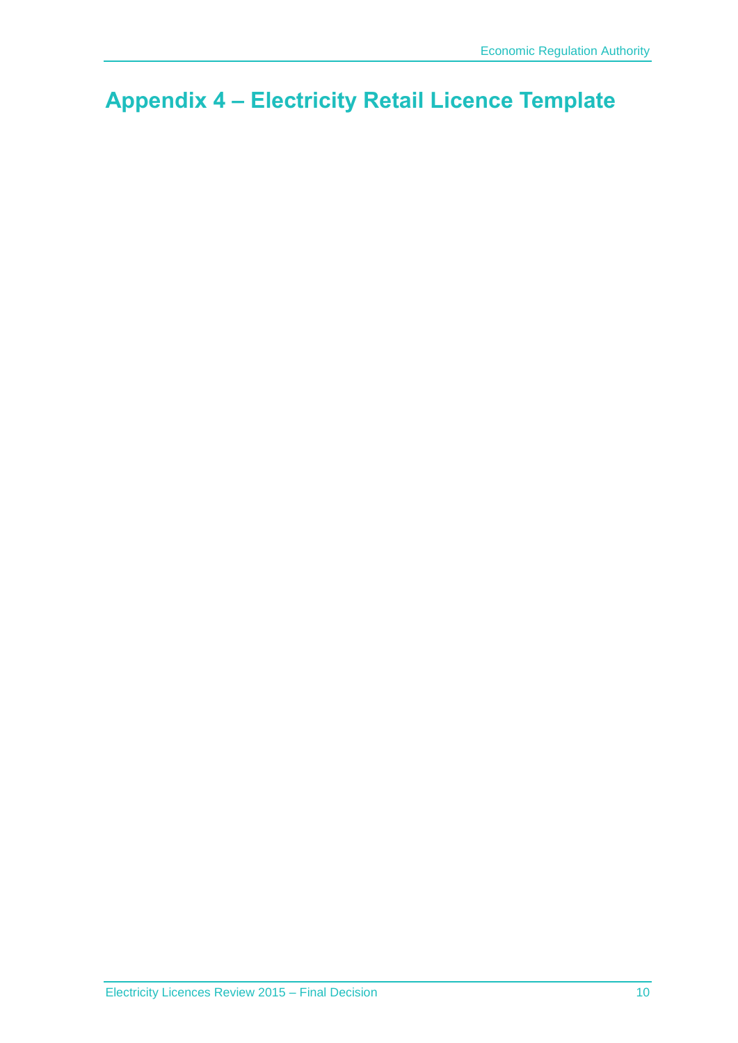# Appendix 4 – Electricity Retail Licence Template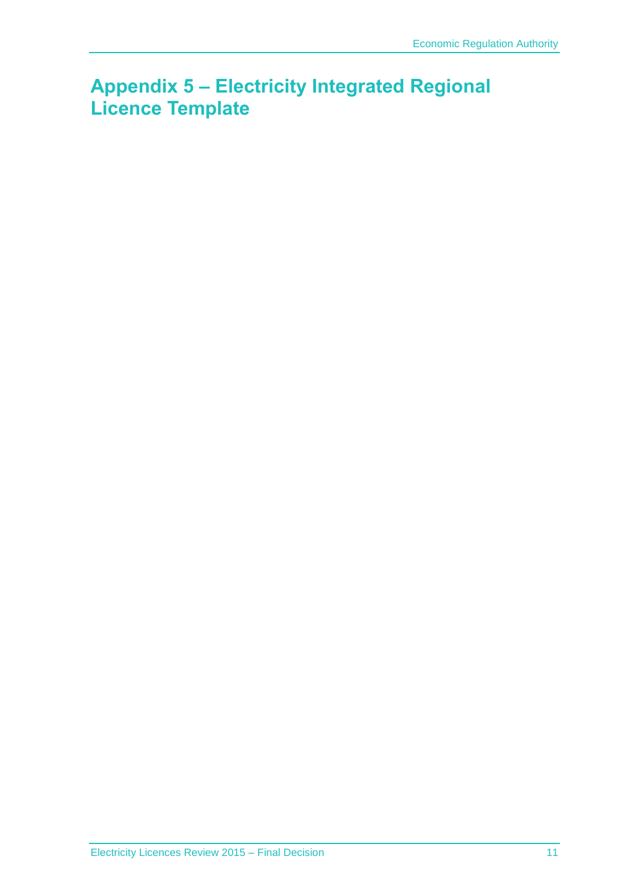# Appendix 5 – Electricity Integrated Regional Licence Template